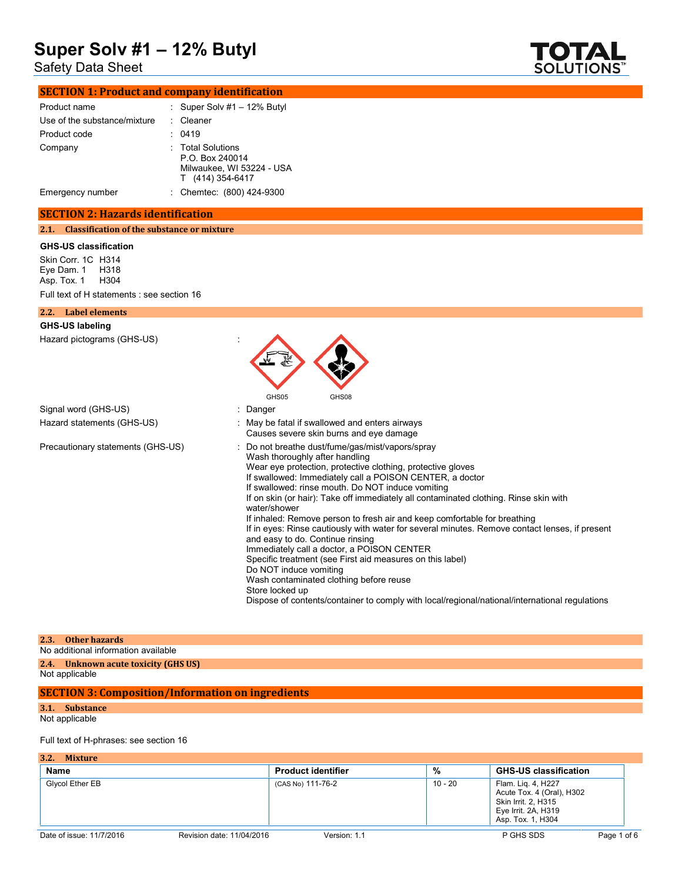# Super Solv #1 – 12% Butyl

Safety Data Sheet

## SECTION 1: Product and company identification

| | | |
|---|---|---|
| Product name | : | Super Solv #1 – 12% Butyl |
| Use of the substance/mixture | : | Cleaner |
| Product code | : | 0419 |
| Company | : | Total Solutions<br>P.O. Box 240014<br>Milwaukee, WI 53224 - USA<br>T (414) 354-6417 |
| Emergency number | : | Chemtec: (800) 424-9300 |

## SECTION 2: Hazards identification

### 2.1. Classification of the substance or mixture

**GHS-US classification**

Skin Corr. 1C H314
Eye Dam. 1 H318
Asp. Tox. 1 H304

Full text of H statements : see section 16

### 2.2. Label elements

**GHS-US labeling**

Hazard pictograms (GHS-US) :

GHS05 GHS08

Signal word (GHS-US) : Danger

Hazard statements (GHS-US) : May be fatal if swallowed and enters airways
Causes severe skin burns and eye damage

Precautionary statements (GHS-US) : Do not breathe dust/fume/gas/mist/vapors/spray
Wash thoroughly after handling
Wear eye protection, protective clothing, protective gloves
If swallowed: Immediately call a POISON CENTER, a doctor
If swallowed: rinse mouth. Do NOT induce vomiting
If on skin (or hair): Take off immediately all contaminated clothing. Rinse skin with water/shower
If inhaled: Remove person to fresh air and keep comfortable for breathing
If in eyes: Rinse cautiously with water for several minutes. Remove contact lenses, if present and easy to do. Continue rinsing
Immediately call a doctor, a POISON CENTER
Specific treatment (see First aid measures on this label)
Do NOT induce vomiting
Wash contaminated clothing before reuse
Store locked up
Dispose of contents/container to comply with local/regional/national/international regulations

### 2.3. Other hazards

No additional information available

### 2.4. Unknown acute toxicity (GHS US)

Not applicable

## SECTION 3: Composition/Information on ingredients

### 3.1. Substance

Not applicable

Full text of H-phrases: see section 16

### 3.2. Mixture

| Name | Product identifier | % | GHS-US classification |
|---|---|---|---|
| Glycol Ether EB | (CAS No) 111-76-2 | 10 - 20 | Flam. Liq. 4, H227<br>Acute Tox. 4 (Oral), H302<br>Skin Irrit. 2, H315<br>Eye Irrit. 2A, H319<br>Asp. Tox. 1, H304 |

Date of issue: 11/7/2016 Revision date: 11/04/2016 Version: 1.1 P GHS SDS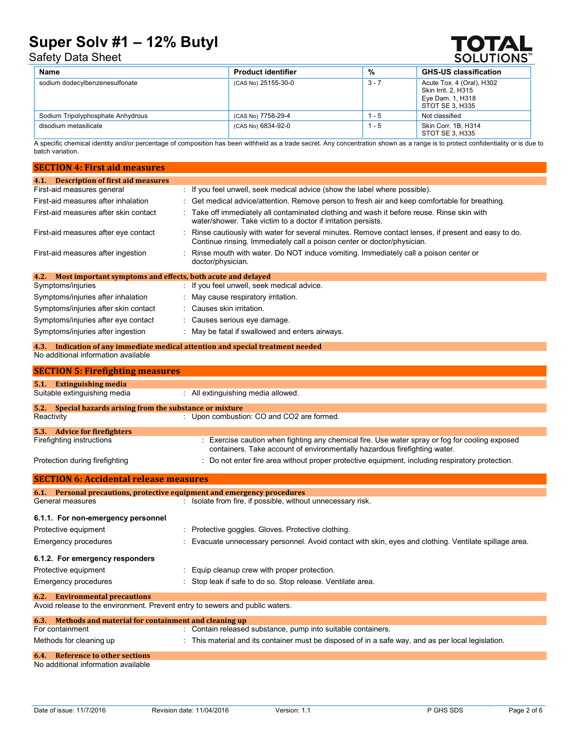| Name | Product identifier | % | GHS-US classification |
|---|---|---|---|
| sodium dodecylbenzenesulfonate | (CAS No) 25155-30-0 | 3 - 7 | Acute Tox. 4 (Oral), H302<br>Skin Irrit. 2, H315<br>Eye Dam. 1, H318<br>STOT SE 3, H335 |
| Sodium Tripolyphosphate Anhydrous | (CAS No) 7758-29-4 | 1 - 5 | Not classified |
| disodium metasilicate | (CAS No) 6834-92-0 | 1 - 5 | Skin Corr. 1B, H314<br>STOT SE 3, H335 |

A specific chemical identity and/or percentage of composition has been withheld as a trade secret. Any concentration shown as a range is to protect confidentiality or is due to batch variation.

## SECTION 4: First aid measures

### 4.1. Description of first aid measures

First-aid measures general : If you feel unwell, seek medical advice (show the label where possible).

First-aid measures after inhalation : Get medical advice/attention. Remove person to fresh air and keep comfortable for breathing.

First-aid measures after skin contact : Take off immediately all contaminated clothing and wash it before reuse. Rinse skin with water/shower. Take victim to a doctor if irritation persists.

First-aid measures after eye contact : Rinse cautiously with water for several minutes. Remove contact lenses, if present and easy to do. Continue rinsing. Immediately call a poison center or doctor/physician.

First-aid measures after ingestion : Rinse mouth with water. Do NOT induce vomiting. Immediately call a poison center or doctor/physician.

### 4.2. Most important symptoms and effects, both acute and delayed

Symptoms/injuries : If you feel unwell, seek medical advice.

Symptoms/injuries after inhalation : May cause respiratory irritation.

Symptoms/injuries after skin contact : Causes skin irritation.

Symptoms/injuries after eye contact : Causes serious eye damage.

Symptoms/injuries after ingestion : May be fatal if swallowed and enters airways.

### 4.3. Indication of any immediate medical attention and special treatment needed

No additional information available

## SECTION 5: Firefighting measures

### 5.1. Extinguishing media

Suitable extinguishing media : All extinguishing media allowed.

### 5.2. Special hazards arising from the substance or mixture

Reactivity : Upon combustion: CO and $CO_2$ are formed.

### 5.3. Advice for firefighters

Firefighting instructions : Exercise caution when fighting any chemical fire. Use water spray or fog for cooling exposed containers. Take account of environmentally hazardous firefighting water.

Protection during firefighting : Do not enter fire area without proper protective equipment, including respiratory protection.

## SECTION 6: Accidental release measures

### 6.1. Personal precautions, protective equipment and emergency procedures

General measures : Isolate from fire, if possible, without unnecessary risk.

#### 6.1.1. For non-emergency personnel

Protective equipment : Protective goggles. Gloves. Protective clothing.

Emergency procedures : Evacuate unnecessary personnel. Avoid contact with skin, eyes and clothing. Ventilate spillage area.

#### 6.1.2. For emergency responders

Protective equipment : Equip cleanup crew with proper protection.

Emergency procedures : Stop leak if safe to do so. Stop release. Ventilate area.

### 6.2. Environmental precautions

Avoid release to the environment. Prevent entry to sewers and public waters.

### 6.3. Methods and material for containment and cleaning up

For containment : Contain released substance, pump into suitable containers.

Methods for cleaning up : This material and its container must be disposed of in a safe way, and as per local legislation.

### 6.4. Reference to other sections

No additional information available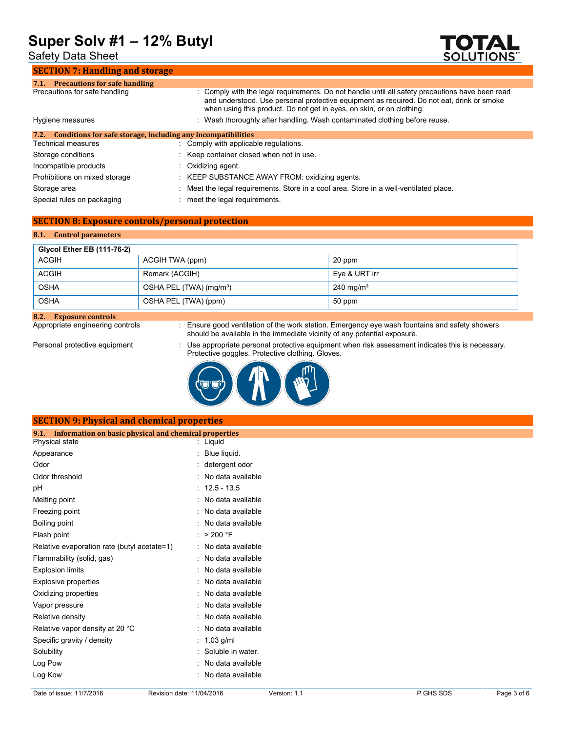## SECTION 7: Handling and storage

### 7.1. Precautions for safe handling

Precautions for safe handling : Comply with the legal requirements. Do not handle until all safety precautions have been read and understood. Use personal protective equipment as required. Do not eat, drink or smoke when using this product. Do not get in eyes, on skin, or on clothing.

Hygiene measures : Wash thoroughly after handling. Wash contaminated clothing before reuse.

### 7.2. Conditions for safe storage, including any incompatibilities

Technical measures : Comply with applicable regulations.

Storage conditions : Keep container closed when not in use.

Incompatible products : Oxidizing agent.

Prohibitions on mixed storage : KEEP SUBSTANCE AWAY FROM: oxidizing agents.

Storage area : Meet the legal requirements. Store in a cool area. Store in a well-ventilated place.

Special rules on packaging : meet the legal requirements.

## SECTION 8: Exposure controls/personal protection

### 8.1. Control parameters

| Glycol Ether EB (111-76-2) | | |
|---|---|---|
| ACGIH | ACGIH TWA (ppm) | 20 ppm |
| ACGIH | Remark (ACGIH) | Eye & URT irr |
| OSHA | OSHA PEL (TWA) (mg/m³) | 240 mg/m³ |
| OSHA | OSHA PEL (TWA) (ppm) | 50 ppm |

### 8.2. Exposure controls

Appropriate engineering controls : Ensure good ventilation of the work station. Emergency eye wash fountains and safety showers should be available in the immediate vicinity of any potential exposure.

Personal protective equipment : Use appropriate personal protective equipment when risk assessment indicates this is necessary. Protective goggles. Protective clothing. Gloves.

## SECTION 9: Physical and chemical properties

### 9.1. Information on basic physical and chemical properties

Physical state : Liquid

Appearance : Blue liquid.

Odor : detergent odor

Odor threshold : No data available

pH : 12.5 - 13.5

Melting point : No data available

Freezing point : No data available

Boiling point : No data available

Flash point : > 200 °F

Relative evaporation rate (butyl acetate=1) : No data available

Flammability (solid, gas) : No data available

Explosion limits : No data available

Explosive properties : No data available

Oxidizing properties : No data available

Vapor pressure : No data available

Relative density : No data available

Relative vapor density at 20 °C : No data available

Specific gravity / density : 1.03 g/ml

Solubility : Soluble in water.

Log Pow : No data available

Log Kow : No data available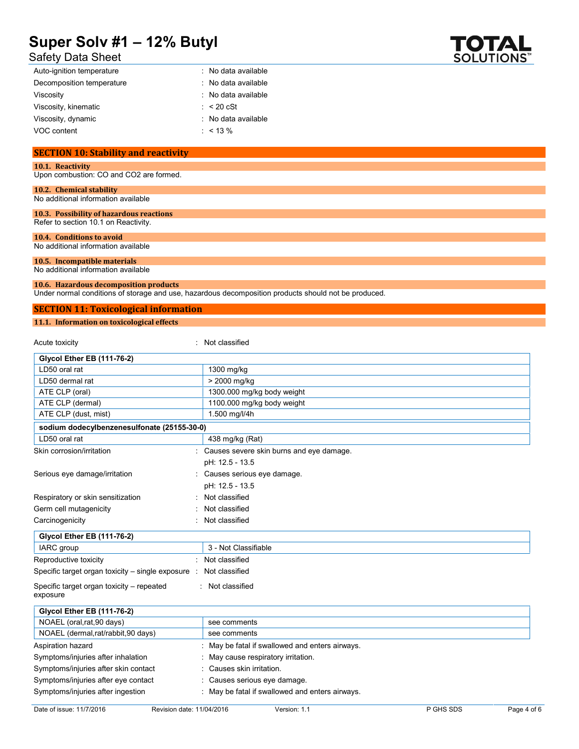| | |
|---|---|
| Auto-ignition temperature | : No data available |
| Decomposition temperature | : No data available |
| Viscosity | : No data available |
| Viscosity, kinematic | : < 20 cSt |
| Viscosity, dynamic | : No data available |
| VOC content | : < 13 % |

## SECTION 10: Stability and reactivity

### 10.1. Reactivity

Upon combustion: CO and CO2 are formed.

### 10.2. Chemical stability

No additional information available

### 10.3. Possibility of hazardous reactions

Refer to section 10.1 on Reactivity.

### 10.4. Conditions to avoid

No additional information available

### 10.5. Incompatible materials

No additional information available

### 10.6. Hazardous decomposition products

Under normal conditions of storage and use, hazardous decomposition products should not be produced.

## SECTION 11: Toxicological information

### 11.1. Information on toxicological effects

Acute toxicity : Not classified

| Glycol Ether EB (111-76-2) | |
|---|---|
| LD50 oral rat | 1300 mg/kg |
| LD50 dermal rat | > 2000 mg/kg |
| ATE CLP (oral) | 1300.000 mg/kg body weight |
| ATE CLP (dermal) | 1100.000 mg/kg body weight |
| ATE CLP (dust, mist) | 1.500 mg/l/4h |

| sodium dodecylbenzenesulfonate (25155-30-0) | |
|---|---|
| LD50 oral rat | 438 mg/kg (Rat) |

Skin corrosion/irritation : Causes severe skin burns and eye damage.
pH: 12.5 - 13.5

Serious eye damage/irritation : Causes serious eye damage.
pH: 12.5 - 13.5

Respiratory or skin sensitization : Not classified

Germ cell mutagenicity : Not classified

Carcinogenicity : Not classified

| Glycol Ether EB (111-76-2) | |
|---|---|
| IARC group | 3 - Not Classifiable |

Reproductive toxicity : Not classified

Specific target organ toxicity – single exposure : Not classified

Specific target organ toxicity – repeated exposure : Not classified

| Glycol Ether EB (111-76-2) | |
|---|---|
| NOAEL (oral,rat,90 days) | see comments |
| NOAEL (dermal,rat/rabbit,90 days) | see comments |

Aspiration hazard : May be fatal if swallowed and enters airways.

Symptoms/injuries after inhalation : May cause respiratory irritation.

Symptoms/injuries after skin contact : Causes skin irritation.

Symptoms/injuries after eye contact : Causes serious eye damage.

Symptoms/injuries after ingestion : May be fatal if swallowed and enters airways.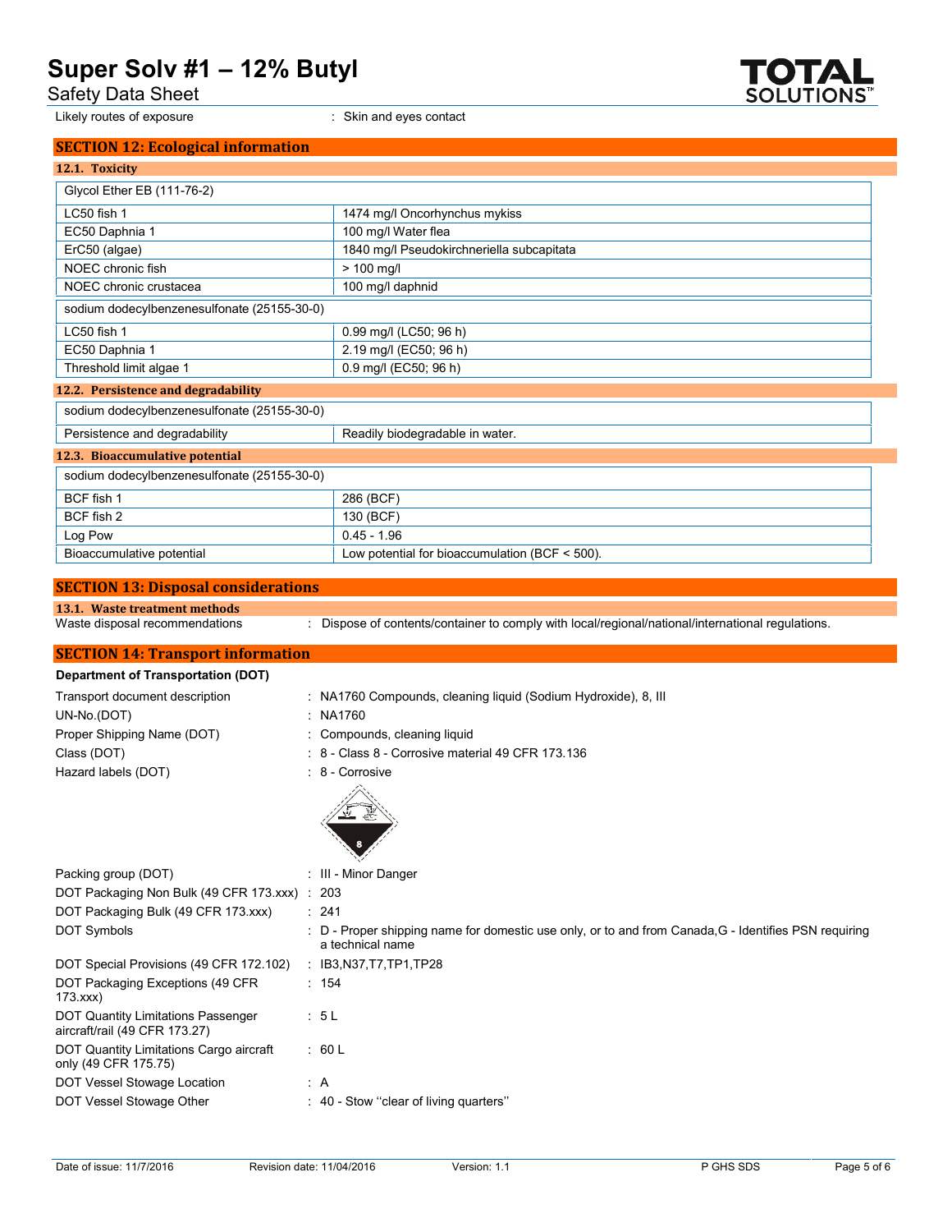Likely routes of exposure : Skin and eyes contact

## SECTION 12: Ecological information

### 12.1. Toxicity

| Glycol Ether EB (111-76-2) | |
|---|---|
| LC50 fish 1 | 1474 mg/l Oncorhynchus mykiss |
| EC50 Daphnia 1 | 100 mg/l Water flea |
| ErC50 (algae) | 1840 mg/l Pseudokirchneriella subcapitata |
| NOEC chronic fish | > 100 mg/l |
| NOEC chronic crustacea | 100 mg/l daphnid |

| sodium dodecylbenzenesulfonate (25155-30-0) | |
|---|---|
| LC50 fish 1 | 0.99 mg/l (LC50; 96 h) |
| EC50 Daphnia 1 | 2.19 mg/l (EC50; 96 h) |
| Threshold limit algae 1 | 0.9 mg/l (EC50; 96 h) |

### 12.2. Persistence and degradability

| sodium dodecylbenzenesulfonate (25155-30-0) | |
|---|---|
| Persistence and degradability | Readily biodegradable in water. |

### 12.3. Bioaccumulative potential

| sodium dodecylbenzenesulfonate (25155-30-0) | |
|---|---|
| BCF fish 1 | 286 (BCF) |
| BCF fish 2 | 130 (BCF) |
| Log Pow | 0.45 - 1.96 |
| Bioaccumulative potential | Low potential for bioaccumulation (BCF < 500). |

## SECTION 13: Disposal considerations

### 13.1. Waste treatment methods

Waste disposal recommendations : Dispose of contents/container to comply with local/regional/national/international regulations.

## SECTION 14: Transport information

**Department of Transportation (DOT)**

Transport document description : NA1760 Compounds, cleaning liquid (Sodium Hydroxide), 8, III

UN-No.(DOT) : NA1760

Proper Shipping Name (DOT) : Compounds, cleaning liquid

Class (DOT) : 8 - Class 8 - Corrosive material 49 CFR 173.136

Hazard labels (DOT) : 8 - Corrosive

Packing group (DOT) : III - Minor Danger

DOT Packaging Non Bulk (49 CFR 173.xxx) : 203

DOT Packaging Bulk (49 CFR 173.xxx) : 241

DOT Symbols : D - Proper shipping name for domestic use only, or to and from Canada,G - Identifies PSN requiring a technical name

DOT Special Provisions (49 CFR 172.102) : IB3,N37,T7,TP1,TP28

DOT Packaging Exceptions (49 CFR 173.xxx) : 154

DOT Quantity Limitations Passenger aircraft/rail (49 CFR 173.27) : 5 L

DOT Quantity Limitations Cargo aircraft only (49 CFR 175.75) : 60 L

DOT Vessel Stowage Location : A

DOT Vessel Stowage Other : 40 - Stow ''clear of living quarters''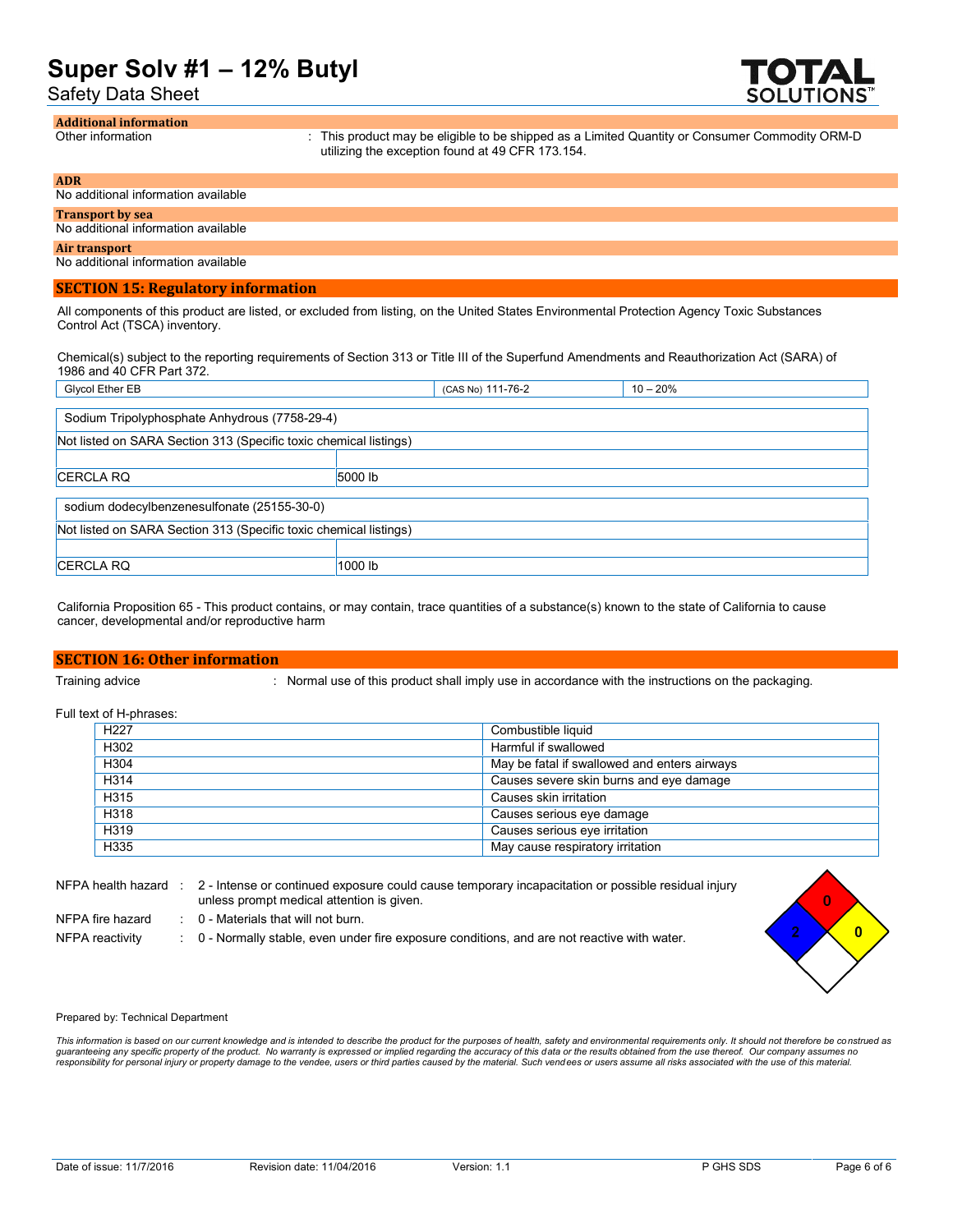### Additional information

Other information : This product may be eligible to be shipped as a Limited Quantity or Consumer Commodity ORM-D utilizing the exception found at 49 CFR 173.154.

### ADR

No additional information available

### Transport by sea

No additional information available

### Air transport

No additional information available

## SECTION 15: Regulatory information

All components of this product are listed, or excluded from listing, on the United States Environmental Protection Agency Toxic Substances Control Act (TSCA) inventory.

Chemical(s) subject to the reporting requirements of Section 313 or Title III of the Superfund Amendments and Reauthorization Act (SARA) of 1986 and 40 CFR Part 372.

| | | |
|---|---|---|
| Glycol Ether EB | (CAS No) 111-76-2 | 10 – 20% |

| Sodium Tripolyphosphate Anhydrous (7758-29-4) | |
|---|---|
| Not listed on SARA Section 313 (Specific toxic chemical listings) | |
| | |
| CERCLA RQ | 5000 lb |

| sodium dodecylbenzenesulfonate (25155-30-0) | |
|---|---|
| Not listed on SARA Section 313 (Specific toxic chemical listings) | |
| | |
| CERCLA RQ | 1000 lb |

California Proposition 65 - This product contains, or may contain, trace quantities of a substance(s) known to the state of California to cause cancer, developmental and/or reproductive harm

## SECTION 16: Other information

Training advice : Normal use of this product shall imply use in accordance with the instructions on the packaging.

Full text of H-phrases:

| | |
|---|---|
| H227 | Combustible liquid |
| H302 | Harmful if swallowed |
| H304 | May be fatal if swallowed and enters airways |
| H314 | Causes severe skin burns and eye damage |
| H315 | Causes skin irritation |
| H318 | Causes serious eye damage |
| H319 | Causes serious eye irritation |
| H335 | May cause respiratory irritation |

NFPA health hazard : 2 - Intense or continued exposure could cause temporary incapacitation or possible residual injury unless prompt medical attention is given.

NFPA fire hazard : 0 - Materials that will not burn.

NFPA reactivity : 0 - Normally stable, even under fire exposure conditions, and are not reactive with water.

0
2
0

Prepared by: Technical Department

*This information is based on our current knowledge and is intended to describe the product for the purposes of health, safety and environmental requirements only. It should not therefore be construed as guaranteeing any specific property of the product. No warranty is expressed or implied regarding the accuracy of this data or the results obtained from the use thereof. Our company assumes no responsibility for personal injury or property damage to the vendee, users or third parties caused by the material. Such vendees or users assume all risks associated with the use of this material.*

Date of issue: 11/7/2016 Revision date: 11/04/2016 Version: 1.1 P GHS SDS